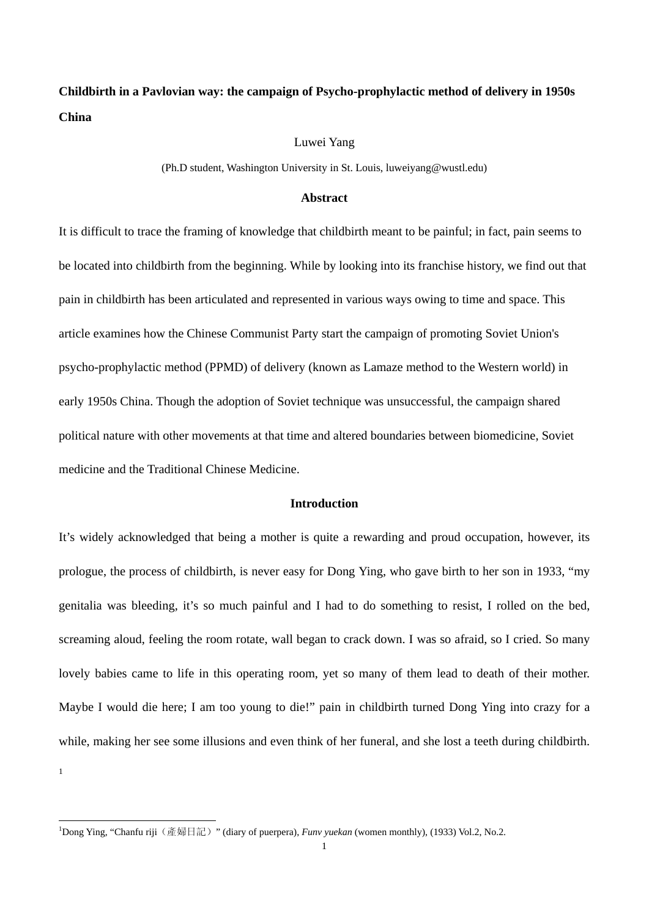**Childbirth in a Pavlovian way: the campaign of Psycho-prophylactic method of delivery in 1950s China**

Luwei Yang

(Ph.D student, Washington University in St. Louis, luweiyang@wustl.edu)

## Abstract

It is difficult to trace the framing of knowledge that childbirth meant to be painful; in fact, pain seems to be located into childbirth from the beginning. While by looking into its franchise history, we find out that pain in childbirth has been articulated and represented in various ways owing to time and space. This article examines how the Chinese Communist Party start the campaign of promoting Soviet Union's psycho-prophylactic method (PPMD) of delivery (known as Lamaze method to the Western world) in early 1950s China. Though the adoption of Soviet technique was unsuccessful, the campaign shared political nature with other movements at that time and altered boundaries between biomedicine, Soviet medicine and the Traditional Chinese Medicine.

## Introduction

It's widely acknowledged that being a mother is quite a rewarding and proud occupation, however, its prologue, the process of childbirth, is never easy for Dong Ying, who gave birth to her son in 1933, "my genitalia was bleeding, it's so much painful and I had to do something to resist, I rolled on the bed, screaming aloud, feeling the room rotate, wall began to crack down. I was so afraid, so I cried. So many lovely babies came to life in this operating room, yet so many of them lead to death of their mother. Maybe I would die here; I am too young to die!" pain in childbirth turned Dong Ying into crazy for a while, making her see some illusions and even think of her funeral, and she lost a teeth during childbirth. [1]

---

[1] Dong Ying, "Chanfu riji（產婦日記）" (diary of puerpera), *Funv yuekan* (women monthly), (1933) Vol.2, No.2.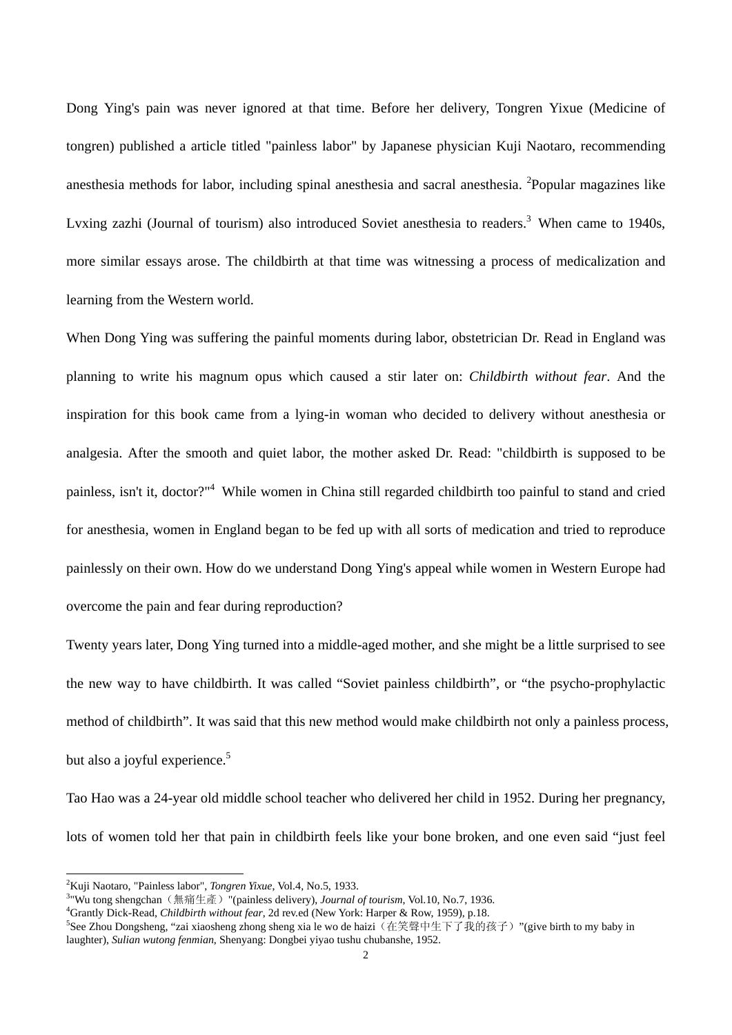Dong Ying's pain was never ignored at that time. Before her delivery, Tongren Yixue (Medicine of tongren) published a article titled "painless labor" by Japanese physician Kuji Naotaro, recommending anesthesia methods for labor, including spinal anesthesia and sacral anesthesia. [2]Popular magazines like Lvxing zazhi (Journal of tourism) also introduced Soviet anesthesia to readers.[3] When came to 1940s, more similar essays arose. The childbirth at that time was witnessing a process of medicalization and learning from the Western world.

When Dong Ying was suffering the painful moments during labor, obstetrician Dr. Read in England was planning to write his magnum opus which caused a stir later on: *Childbirth without fear*. And the inspiration for this book came from a lying-in woman who decided to delivery without anesthesia or analgesia. After the smooth and quiet labor, the mother asked Dr. Read: "childbirth is supposed to be painless, isn't it, doctor?"[4] While women in China still regarded childbirth too painful to stand and cried for anesthesia, women in England began to be fed up with all sorts of medication and tried to reproduce painlessly on their own. How do we understand Dong Ying's appeal while women in Western Europe had overcome the pain and fear during reproduction?

Twenty years later, Dong Ying turned into a middle-aged mother, and she might be a little surprised to see the new way to have childbirth. It was called “Soviet painless childbirth”, or “the psycho-prophylactic method of childbirth”. It was said that this new method would make childbirth not only a painless process, but also a joyful experience.[5]

Tao Hao was a 24-year old middle school teacher who delivered her child in 1952. During her pregnancy, lots of women told her that pain in childbirth feels like your bone broken, and one even said “just feel

---

[2]Kuji Naotaro, "Painless labor", *Tongren Yixue*, Vol.4, No.5, 1933.

[3]"Wu tong shengchan（無痛生產）"(painless delivery), *Journal of tourism*, Vol.10, No.7, 1936.

[4]Grantly Dick-Read, *Childbirth without fear*, 2d rev.ed (New York: Harper & Row, 1959), p.18.

[5]See Zhou Dongsheng, “zai xiaosheng zhong sheng xia le wo de haizi（在笑聲中生下了我的孩子）”(give birth to my baby in laughter), *Sulian wutong fenmian*, Shenyang: Dongbei yiyao tushu chubanshe, 1952.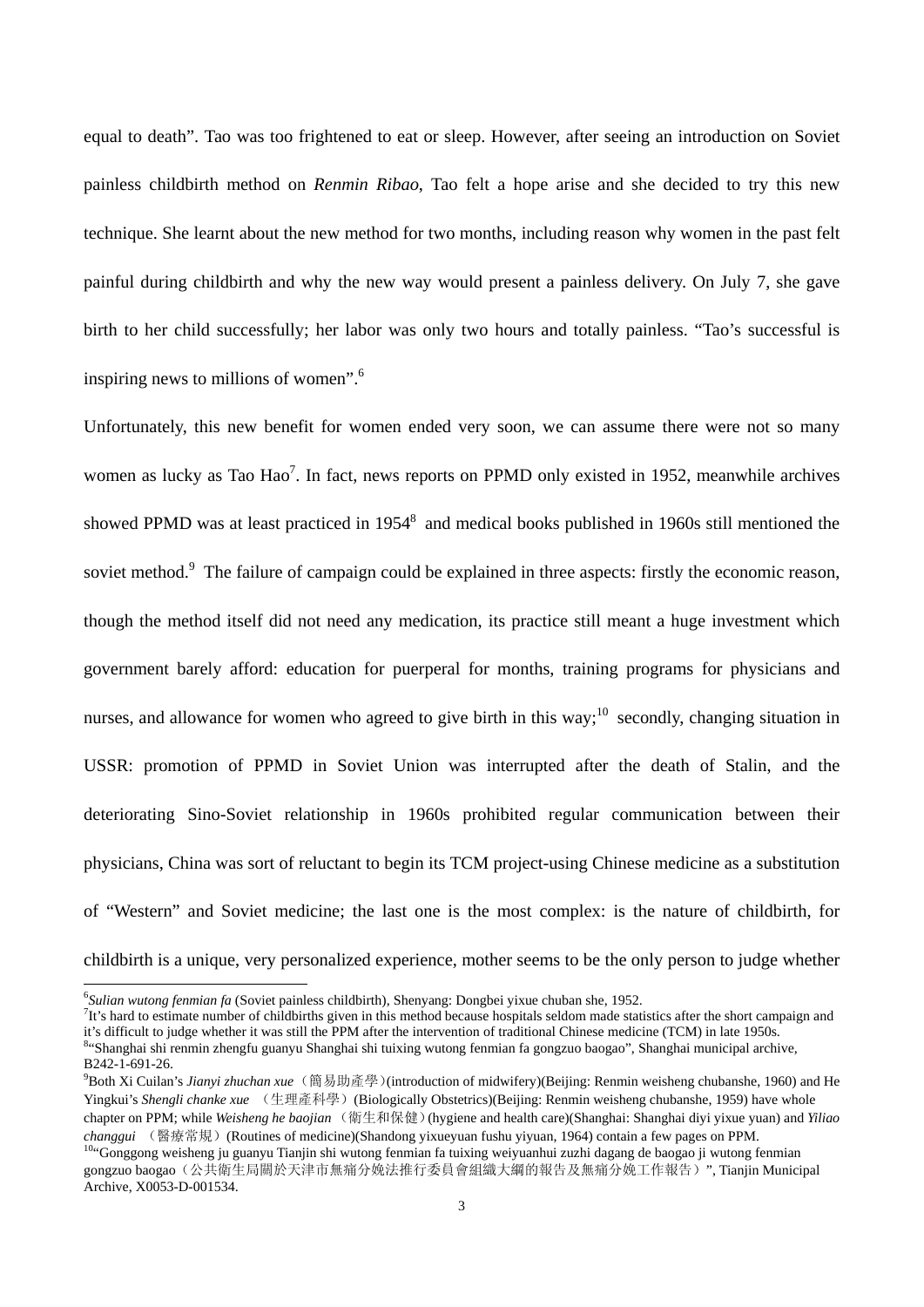equal to death". Tao was too frightened to eat or sleep. However, after seeing an introduction on Soviet painless childbirth method on *Renmin Ribao*, Tao felt a hope arise and she decided to try this new technique. She learnt about the new method for two months, including reason why women in the past felt painful during childbirth and why the new way would present a painless delivery. On July 7, she gave birth to her child successfully; her labor was only two hours and totally painless. "Tao's successful is inspiring news to millions of women".[6]

Unfortunately, this new benefit for women ended very soon, we can assume there were not so many women as lucky as Tao Hao[7]. In fact, news reports on PPMD only existed in 1952, meanwhile archives showed PPMD was at least practiced in 1954[8] and medical books published in 1960s still mentioned the soviet method.[9] The failure of campaign could be explained in three aspects: firstly the economic reason, though the method itself did not need any medication, its practice still meant a huge investment which government barely afford: education for puerperal for months, training programs for physicians and nurses, and allowance for women who agreed to give birth in this way;[10] secondly, changing situation in USSR: promotion of PPMD in Soviet Union was interrupted after the death of Stalin, and the deteriorating Sino-Soviet relationship in 1960s prohibited regular communication between their physicians, China was sort of reluctant to begin its TCM project-using Chinese medicine as a substitution of "Western" and Soviet medicine; the last one is the most complex: is the nature of childbirth, for childbirth is a unique, very personalized experience, mother seems to be the only person to judge whether

---

[6] *Sulian wutong fenmian fa* (Soviet painless childbirth), Shenyang: Dongbei yixue chuban she, 1952.

[7] It's hard to estimate number of childbirths given in this method because hospitals seldom made statistics after the short campaign and it's difficult to judge whether it was still the PPM after the intervention of traditional Chinese medicine (TCM) in late 1950s.

[8] "Shanghai shi renmin zhengfu guanyu Shanghai shi tuixing wutong fenmian fa gongzuo baogao", Shanghai municipal archive, B242-1-691-26.

[9] Both Xi Cuilan's *Jianyi zhuchan xue*（簡易助產學）(introduction of midwifery)(Beijing: Renmin weisheng chubanshe, 1960) and He Yingkui's *Shengli chanke xue* （生理產科學）(Biologically Obstetrics)(Beijing: Renmin weisheng chubanshe, 1959) have whole chapter on PPM; while *Weisheng he baojian* （衛生和保健）(hygiene and health care)(Shanghai: Shanghai diyi yixue yuan) and *Yiliao changgui* （醫療常規）(Routines of medicine)(Shandong yixueyuan fushu yiyuan, 1964) contain a few pages on PPM.

[10] "Gonggong weisheng ju guanyu Tianjin shi wutong fenmian fa tuixing weiyuanhui zuzhi dagang de baogao ji wutong fenmian gongzuo baogao（公共衛生局關於天津市無痛分娩法推行委員會組織大綱的報告及無痛分娩工作報告）", Tianjin Municipal Archive, X0053-D-001534.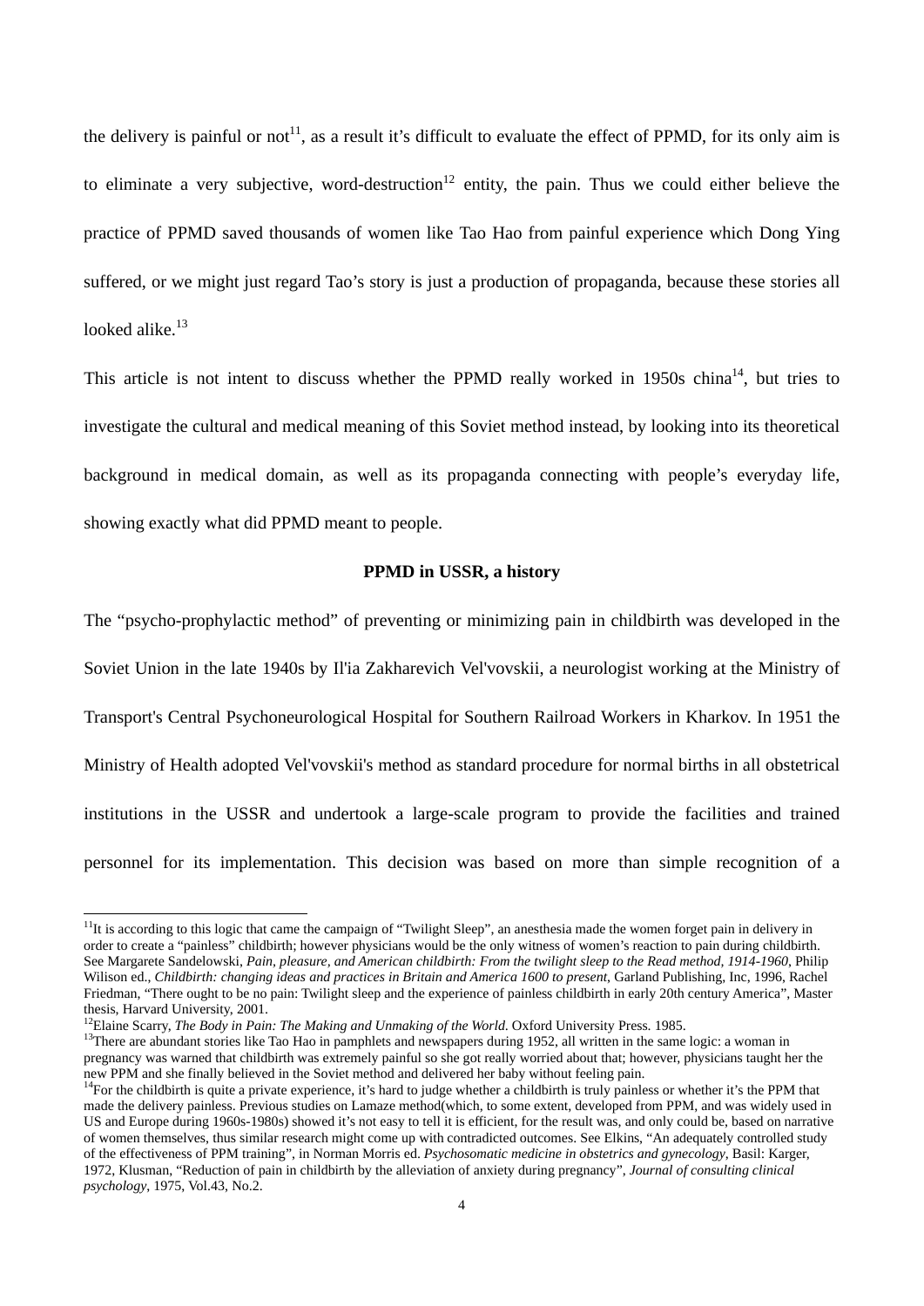the delivery is painful or not[11], as a result it's difficult to evaluate the effect of PPMD, for its only aim is to eliminate a very subjective, word-destruction[12] entity, the pain. Thus we could either believe the practice of PPMD saved thousands of women like Tao Hao from painful experience which Dong Ying suffered, or we might just regard Tao's story is just a production of propaganda, because these stories all looked alike.[13]

This article is not intent to discuss whether the PPMD really worked in 1950s china[14], but tries to investigate the cultural and medical meaning of this Soviet method instead, by looking into its theoretical background in medical domain, as well as its propaganda connecting with people's everyday life, showing exactly what did PPMD meant to people.

**PPMD in USSR, a history**

The "psycho-prophylactic method" of preventing or minimizing pain in childbirth was developed in the Soviet Union in the late 1940s by Il'ia Zakharevich Vel'vovskii, a neurologist working at the Ministry of Transport's Central Psychoneurological Hospital for Southern Railroad Workers in Kharkov. In 1951 the Ministry of Health adopted Vel'vovskii's method as standard procedure for normal births in all obstetrical institutions in the USSR and undertook a large-scale program to provide the facilities and trained personnel for its implementation. This decision was based on more than simple recognition of a

---

[11]It is according to this logic that came the campaign of "Twilight Sleep", an anesthesia made the women forget pain in delivery in order to create a "painless" childbirth; however physicians would be the only witness of women's reaction to pain during childbirth. See Margarete Sandelowski, *Pain, pleasure, and American childbirth: From the twilight sleep to the Read method, 1914-1960*, Philip Wilison ed., *Childbirth: changing ideas and practices in Britain and America 1600 to present*, Garland Publishing, Inc, 1996, Rachel Friedman, "There ought to be no pain: Twilight sleep and the experience of painless childbirth in early 20th century America", Master thesis, Harvard University, 2001.

[12]Elaine Scarry, *The Body in Pain: The Making and Unmaking of the World*. Oxford University Press. 1985.

[13]There are abundant stories like Tao Hao in pamphlets and newspapers during 1952, all written in the same logic: a woman in pregnancy was warned that childbirth was extremely painful so she got really worried about that; however, physicians taught her the new PPM and she finally believed in the Soviet method and delivered her baby without feeling pain.

[14]For the childbirth is quite a private experience, it's hard to judge whether a childbirth is truly painless or whether it's the PPM that made the delivery painless. Previous studies on Lamaze method(which, to some extent, developed from PPM, and was widely used in US and Europe during 1960s-1980s) showed it's not easy to tell it is efficient, for the result was, and only could be, based on narrative of women themselves, thus similar research might come up with contradicted outcomes. See Elkins, "An adequately controlled study of the effectiveness of PPM training", in Norman Morris ed. *Psychosomatic medicine in obstetrics and gynecology*, Basil: Karger, 1972, Klusman, "Reduction of pain in childbirth by the alleviation of anxiety during pregnancy", *Journal of consulting clinical psychology*, 1975, Vol.43, No.2.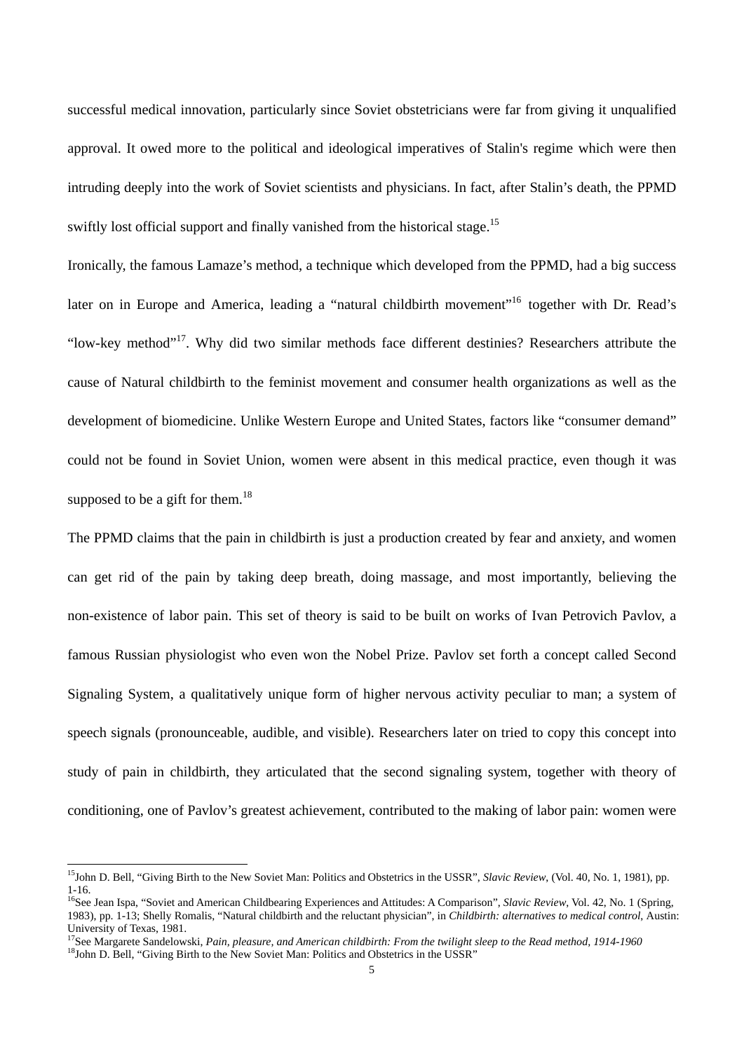successful medical innovation, particularly since Soviet obstetricians were far from giving it unqualified approval. It owed more to the political and ideological imperatives of Stalin's regime which were then intruding deeply into the work of Soviet scientists and physicians. In fact, after Stalin's death, the PPMD swiftly lost official support and finally vanished from the historical stage.[15]

Ironically, the famous Lamaze's method, a technique which developed from the PPMD, had a big success later on in Europe and America, leading a "natural childbirth movement"[16] together with Dr. Read's "low-key method"[17]. Why did two similar methods face different destinies? Researchers attribute the cause of Natural childbirth to the feminist movement and consumer health organizations as well as the development of biomedicine. Unlike Western Europe and United States, factors like "consumer demand" could not be found in Soviet Union, women were absent in this medical practice, even though it was supposed to be a gift for them.[18]

The PPMD claims that the pain in childbirth is just a production created by fear and anxiety, and women can get rid of the pain by taking deep breath, doing massage, and most importantly, believing the non-existence of labor pain. This set of theory is said to be built on works of Ivan Petrovich Pavlov, a famous Russian physiologist who even won the Nobel Prize. Pavlov set forth a concept called Second Signaling System, a qualitatively unique form of higher nervous activity peculiar to man; a system of speech signals (pronounceable, audible, and visible). Researchers later on tried to copy this concept into study of pain in childbirth, they articulated that the second signaling system, together with theory of conditioning, one of Pavlov's greatest achievement, contributed to the making of labor pain: women were

---

[15] John D. Bell, "Giving Birth to the New Soviet Man: Politics and Obstetrics in the USSR", *Slavic Review*, (Vol. 40, No. 1, 1981), pp. 1-16.

[16] See Jean Ispa, "Soviet and American Childbearing Experiences and Attitudes: A Comparison", *Slavic Review*, Vol. 42, No. 1 (Spring, 1983), pp. 1-13; Shelly Romalis, "Natural childbirth and the reluctant physician", in *Childbirth: alternatives to medical control*, Austin: University of Texas, 1981.

[17] See Margarete Sandelowski, *Pain, pleasure, and American childbirth: From the twilight sleep to the Read method, 1914-1960*

[18] John D. Bell, "Giving Birth to the New Soviet Man: Politics and Obstetrics in the USSR"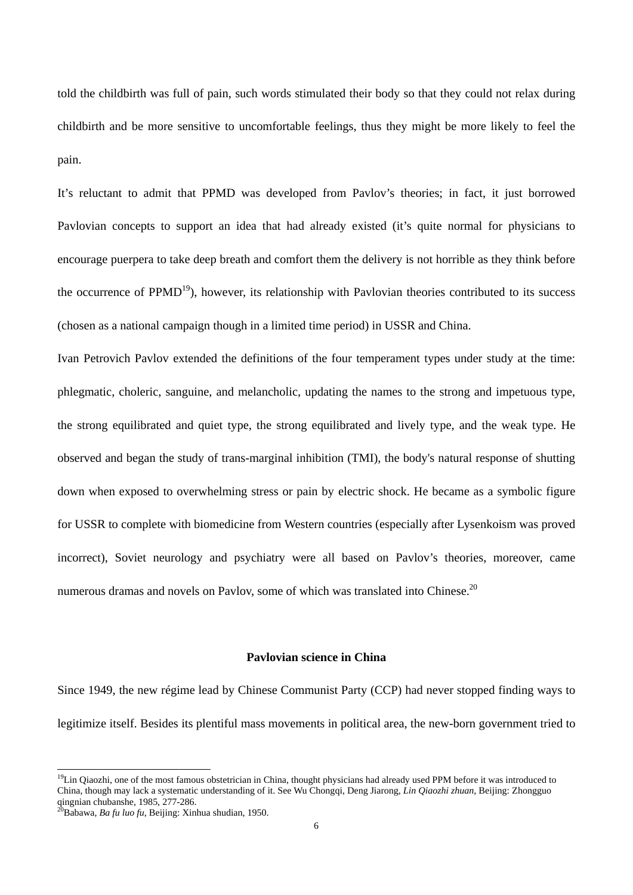told the childbirth was full of pain, such words stimulated their body so that they could not relax during childbirth and be more sensitive to uncomfortable feelings, thus they might be more likely to feel the pain.

It's reluctant to admit that PPMD was developed from Pavlov's theories; in fact, it just borrowed Pavlovian concepts to support an idea that had already existed (it's quite normal for physicians to encourage puerpera to take deep breath and comfort them the delivery is not horrible as they think before the occurrence of PPMD[19]), however, its relationship with Pavlovian theories contributed to its success (chosen as a national campaign though in a limited time period) in USSR and China.

Ivan Petrovich Pavlov extended the definitions of the four temperament types under study at the time: phlegmatic, choleric, sanguine, and melancholic, updating the names to the strong and impetuous type, the strong equilibrated and quiet type, the strong equilibrated and lively type, and the weak type. He observed and began the study of trans-marginal inhibition (TMI), the body's natural response of shutting down when exposed to overwhelming stress or pain by electric shock. He became as a symbolic figure for USSR to complete with biomedicine from Western countries (especially after Lysenkoism was proved incorrect), Soviet neurology and psychiatry were all based on Pavlov's theories, moreover, came numerous dramas and novels on Pavlov, some of which was translated into Chinese.[20]

### Pavlovian science in China

Since 1949, the new régime lead by Chinese Communist Party (CCP) had never stopped finding ways to legitimize itself. Besides its plentiful mass movements in political area, the new-born government tried to

---

[19] Lin Qiaozhi, one of the most famous obstetrician in China, thought physicians had already used PPM before it was introduced to China, though may lack a systematic understanding of it. See Wu Chongqi, Deng Jiarong, *Lin Qiaozhi zhuan*, Beijing: Zhongguo qingnian chubanshe, 1985, 277-286.

[20] Babawa, *Ba fu luo fu*, Beijing: Xinhua shudian, 1950.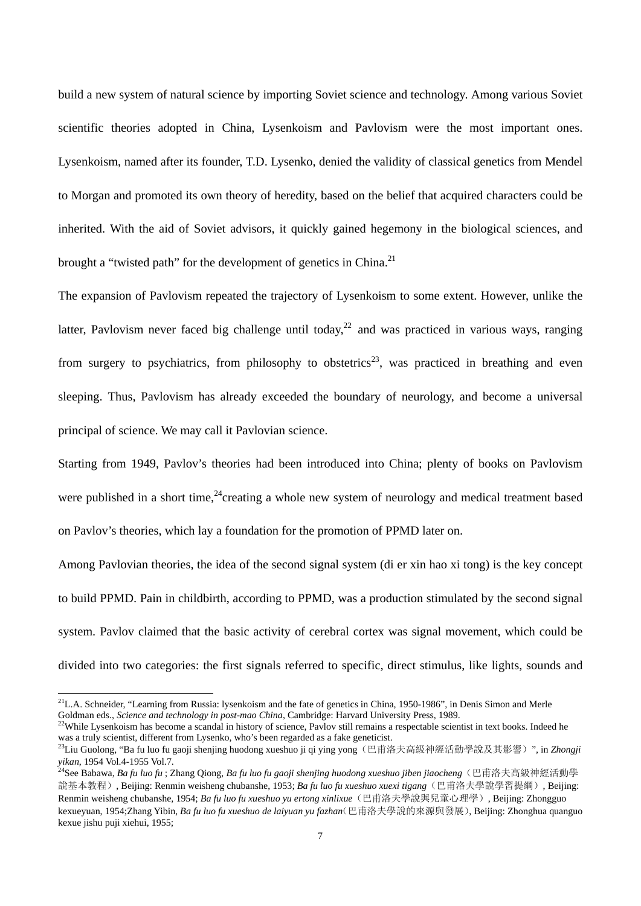build a new system of natural science by importing Soviet science and technology. Among various Soviet scientific theories adopted in China, Lysenkoism and Pavlovism were the most important ones. Lysenkoism, named after its founder, T.D. Lysenko, denied the validity of classical genetics from Mendel to Morgan and promoted its own theory of heredity, based on the belief that acquired characters could be inherited. With the aid of Soviet advisors, it quickly gained hegemony in the biological sciences, and brought a "twisted path" for the development of genetics in China.[21]

The expansion of Pavlovism repeated the trajectory of Lysenkoism to some extent. However, unlike the latter, Pavlovism never faced big challenge until today,[22] and was practiced in various ways, ranging from surgery to psychiatrics, from philosophy to obstetrics[23], was practiced in breathing and even sleeping. Thus, Pavlovism has already exceeded the boundary of neurology, and become a universal principal of science. We may call it Pavlovian science.

Starting from 1949, Pavlov's theories had been introduced into China; plenty of books on Pavlovism were published in a short time,[24]creating a whole new system of neurology and medical treatment based on Pavlov's theories, which lay a foundation for the promotion of PPMD later on.

Among Pavlovian theories, the idea of the second signal system (di er xin hao xi tong) is the key concept to build PPMD. Pain in childbirth, according to PPMD, was a production stimulated by the second signal system. Pavlov claimed that the basic activity of cerebral cortex was signal movement, which could be divided into two categories: the first signals referred to specific, direct stimulus, like lights, sounds and

---

[21]L.A. Schneider, "Learning from Russia: lysenkoism and the fate of genetics in China, 1950-1986", in Denis Simon and Merle Goldman eds., *Science and technology in post-mao China*, Cambridge: Harvard University Press, 1989.

[22]While Lysenkoism has become a scandal in history of science, Pavlov still remains a respectable scientist in text books. Indeed he was a truly scientist, different from Lysenko, who's been regarded as a fake geneticist.

[23]Liu Guolong, "Ba fu luo fu gaoji shenjing huodong xueshuo ji qi ying yong（巴甫洛夫高級神經活動學說及其影響）", in *Zhongji yikan*, 1954 Vol.4-1955 Vol.7.

[24]See Babawa, *Ba fu luo fu* ; Zhang Qiong, *Ba fu luo fu gaoji shenjing huodong xueshuo jiben jiaocheng*（巴甫洛夫高級神經活動學說基本教程）, Beijing: Renmin weisheng chubanshe, 1953; *Ba fu luo fu xueshuo xuexi tigang*（巴甫洛夫學說學習提綱）, Beijing: Renmin weisheng chubanshe, 1954; *Ba fu luo fu xueshuo yu ertong xinlixue*（巴甫洛夫學說與兒童心理學）, Beijing: Zhongguo kexueyuan, 1954;Zhang Yibin, *Ba fu luo fu xueshuo de laiyuan yu fazhan*(巴甫洛夫學說的來源與發展), Beijing: Zhonghua quanguo kexue jishu puji xiehui, 1955;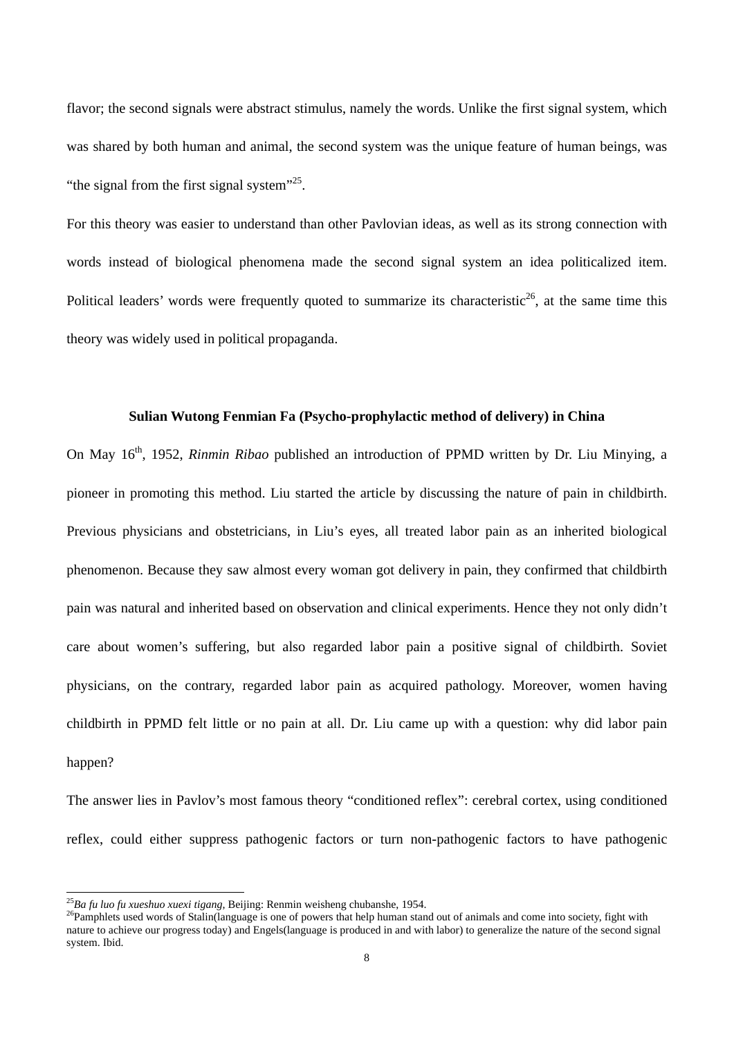flavor; the second signals were abstract stimulus, namely the words. Unlike the first signal system, which was shared by both human and animal, the second system was the unique feature of human beings, was "the signal from the first signal system"[25].

For this theory was easier to understand than other Pavlovian ideas, as well as its strong connection with words instead of biological phenomena made the second signal system an idea politicalized item. Political leaders' words were frequently quoted to summarize its characteristic[26], at the same time this theory was widely used in political propaganda.

### Sulian Wutong Fenmian Fa (Psycho-prophylactic method of delivery) in China

On May 16th, 1952, *Rinmin Ribao* published an introduction of PPMD written by Dr. Liu Minying, a pioneer in promoting this method. Liu started the article by discussing the nature of pain in childbirth. Previous physicians and obstetricians, in Liu's eyes, all treated labor pain as an inherited biological phenomenon. Because they saw almost every woman got delivery in pain, they confirmed that childbirth pain was natural and inherited based on observation and clinical experiments. Hence they not only didn't care about women's suffering, but also regarded labor pain a positive signal of childbirth. Soviet physicians, on the contrary, regarded labor pain as acquired pathology. Moreover, women having childbirth in PPMD felt little or no pain at all. Dr. Liu came up with a question: why did labor pain happen?

The answer lies in Pavlov's most famous theory "conditioned reflex": cerebral cortex, using conditioned reflex, could either suppress pathogenic factors or turn non-pathogenic factors to have pathogenic

---

[25] *Ba fu luo fu xueshuo xuexi tigang*, Beijing: Renmin weisheng chubanshe, 1954.

[26] Pamphlets used words of Stalin(language is one of powers that help human stand out of animals and come into society, fight with nature to achieve our progress today) and Engels(language is produced in and with labor) to generalize the nature of the second signal system. Ibid.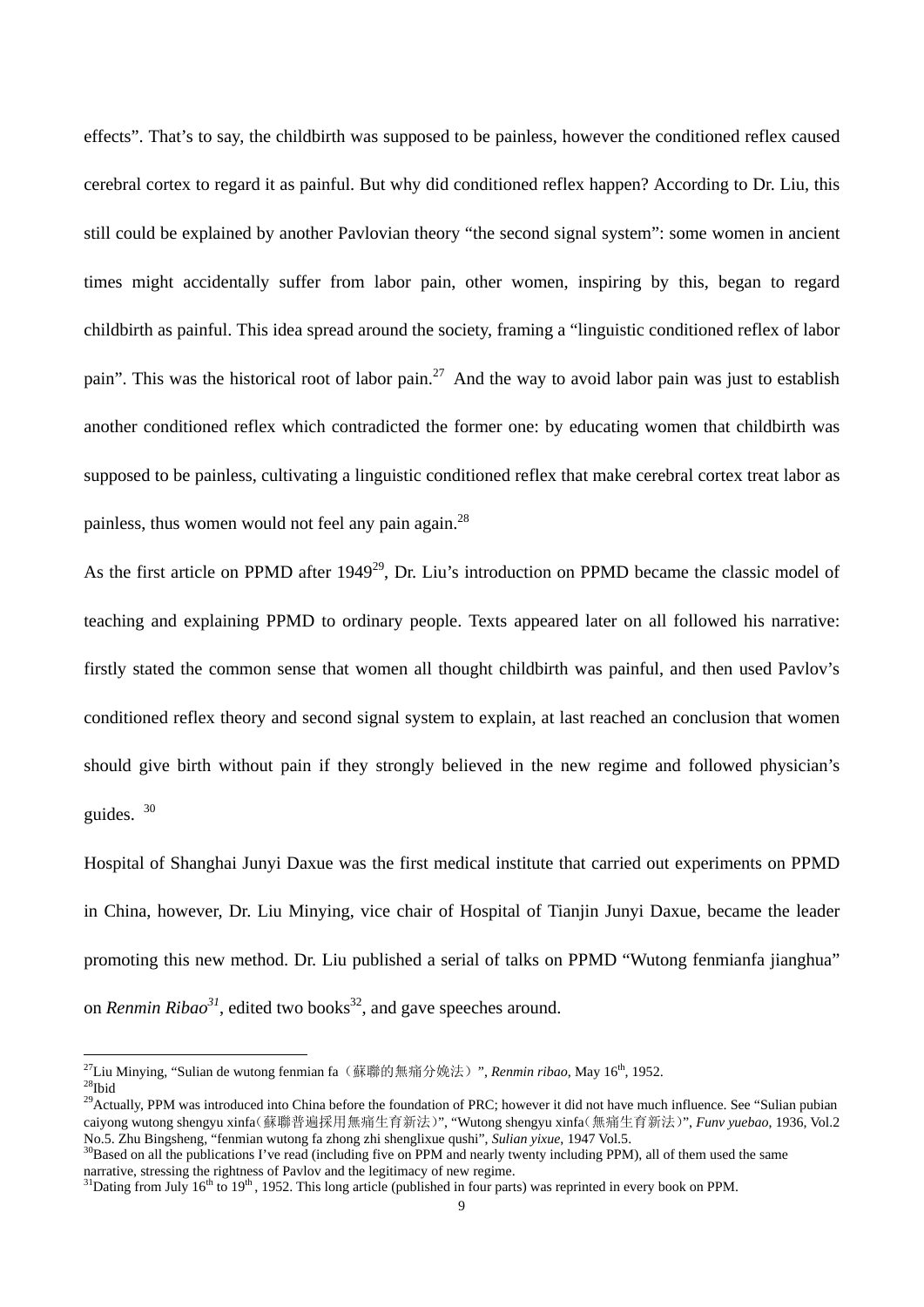effects". That's to say, the childbirth was supposed to be painless, however the conditioned reflex caused cerebral cortex to regard it as painful. But why did conditioned reflex happen? According to Dr. Liu, this still could be explained by another Pavlovian theory "the second signal system": some women in ancient times might accidentally suffer from labor pain, other women, inspiring by this, began to regard childbirth as painful. This idea spread around the society, framing a "linguistic conditioned reflex of labor pain". This was the historical root of labor pain.[27] And the way to avoid labor pain was just to establish another conditioned reflex which contradicted the former one: by educating women that childbirth was supposed to be painless, cultivating a linguistic conditioned reflex that make cerebral cortex treat labor as painless, thus women would not feel any pain again.[28]

As the first article on PPMD after 1949[29], Dr. Liu's introduction on PPMD became the classic model of teaching and explaining PPMD to ordinary people. Texts appeared later on all followed his narrative: firstly stated the common sense that women all thought childbirth was painful, and then used Pavlov's conditioned reflex theory and second signal system to explain, at last reached an conclusion that women should give birth without pain if they strongly believed in the new regime and followed physician's guides. [30]

Hospital of Shanghai Junyi Daxue was the first medical institute that carried out experiments on PPMD in China, however, Dr. Liu Minying, vice chair of Hospital of Tianjin Junyi Daxue, became the leader promoting this new method. Dr. Liu published a serial of talks on PPMD "Wutong fenmianfa jianghua" on *Renmin Ribao*[31], edited two books[32], and gave speeches around.

---

[27] Liu Minying, "Sulian de wutong fenmian fa（蘇聯的無痛分娩法）", *Renmin ribao*, May 16th, 1952.

[28] Ibid

[29] Actually, PPM was introduced into China before the foundation of PRC; however it did not have much influence. See "Sulian pubian caiyong wutong shengyu xinfa（蘇聯普遍採用無痛生育新法）", "Wutong shengyu xinfa（無痛生育新法）", *Funv yuebao*, 1936, Vol.2 No.5. Zhu Bingsheng, "fenmian wutong fa zhong zhi shenglixue qushi", *Sulian yixue*, 1947 Vol.5.

[30] Based on all the publications I've read (including five on PPM and nearly twenty including PPM), all of them used the same narrative, stressing the rightness of Pavlov and the legitimacy of new regime.

[31] Dating from July 16th to 19th, 1952. This long article (published in four parts) was reprinted in every book on PPM.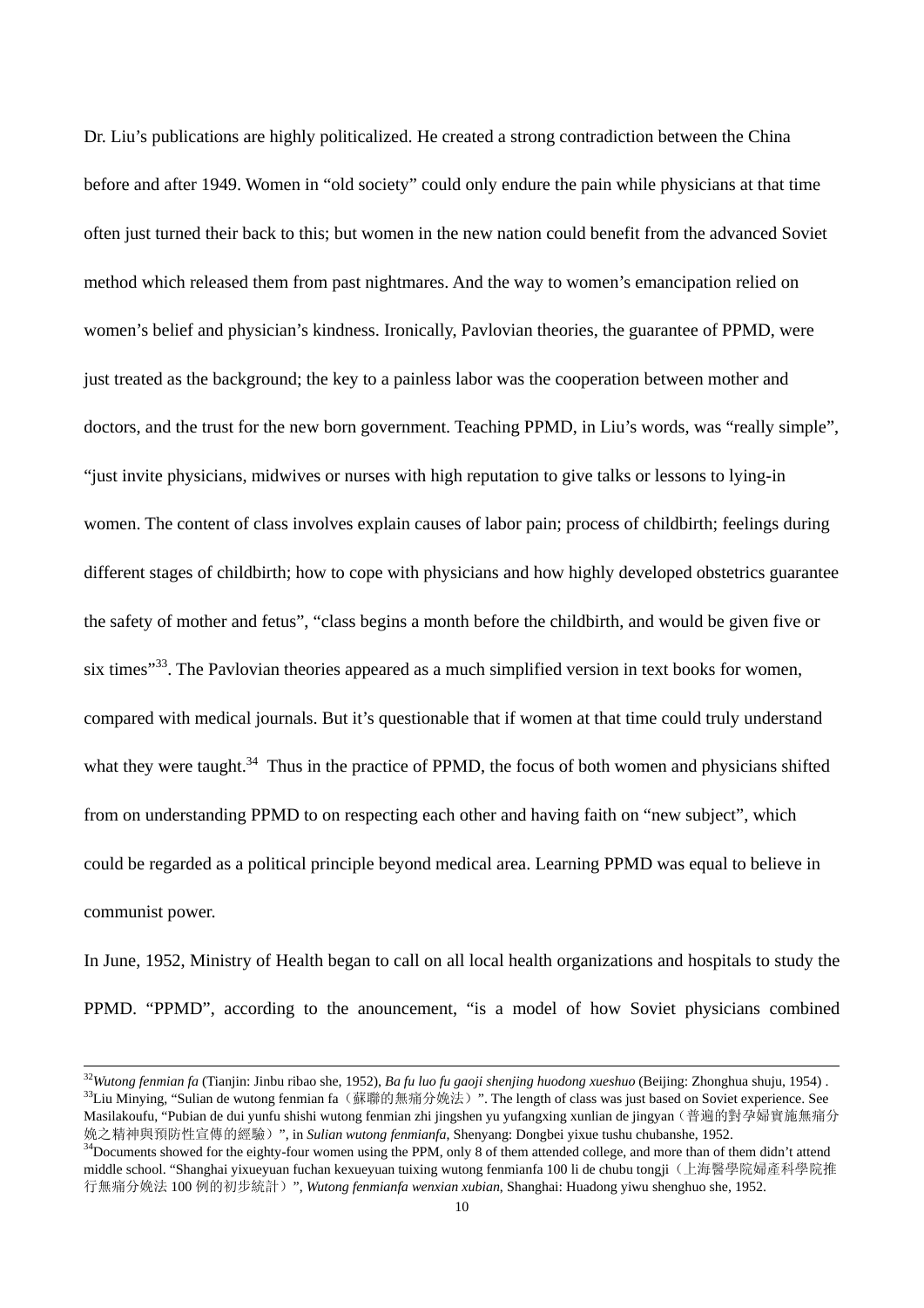Dr. Liu's publications are highly politicalized. He created a strong contradiction between the China before and after 1949. Women in "old society" could only endure the pain while physicians at that time often just turned their back to this; but women in the new nation could benefit from the advanced Soviet method which released them from past nightmares. And the way to women's emancipation relied on women's belief and physician's kindness. Ironically, Pavlovian theories, the guarantee of PPMD, were just treated as the background; the key to a painless labor was the cooperation between mother and doctors, and the trust for the new born government. Teaching PPMD, in Liu's words, was "really simple", "just invite physicians, midwives or nurses with high reputation to give talks or lessons to lying-in women. The content of class involves explain causes of labor pain; process of childbirth; feelings during different stages of childbirth; how to cope with physicians and how highly developed obstetrics guarantee the safety of mother and fetus", "class begins a month before the childbirth, and would be given five or six times"[33]. The Pavlovian theories appeared as a much simplified version in text books for women, compared with medical journals. But it's questionable that if women at that time could truly understand what they were taught.[34] Thus in the practice of PPMD, the focus of both women and physicians shifted from on understanding PPMD to on respecting each other and having faith on "new subject", which could be regarded as a political principle beyond medical area. Learning PPMD was equal to believe in communist power.

In June, 1952, Ministry of Health began to call on all local health organizations and hospitals to study the PPMD. "PPMD", according to the anouncement, "is a model of how Soviet physicians combined

---

[32]*Wutong fenmian fa* (Tianjin: Jinbu ribao she, 1952), *Ba fu luo fu gaoji shenjing huodong xueshuo* (Beijing: Zhonghua shuju, 1954) .

[33]Liu Minying, "Sulian de wutong fenmian fa（蘇聯的無痛分娩法）". The length of class was just based on Soviet experience. See Masilakoufu, "Pubian de dui yunfu shishi wutong fenmian zhi jingshen yu yufangxing xunlian de jingyan（普遍的對孕婦實施無痛分娩之精神與預防性宣傳的經驗）", in *Sulian wutong fenmianfa*, Shenyang: Dongbei yixue tushu chubanshe, 1952.

[34]Documents showed for the eighty-four women using the PPM, only 8 of them attended college, and more than of them didn't attend middle school. "Shanghai yixueyuan fuchan kexueyuan tuixing wutong fenmianfa 100 li de chubu tongji（上海醫學院婦產科學院推行無痛分娩法 100 例的初步統計）", *Wutong fenmianfa wenxian xubian*, Shanghai: Huadong yiwu shenghuo she, 1952.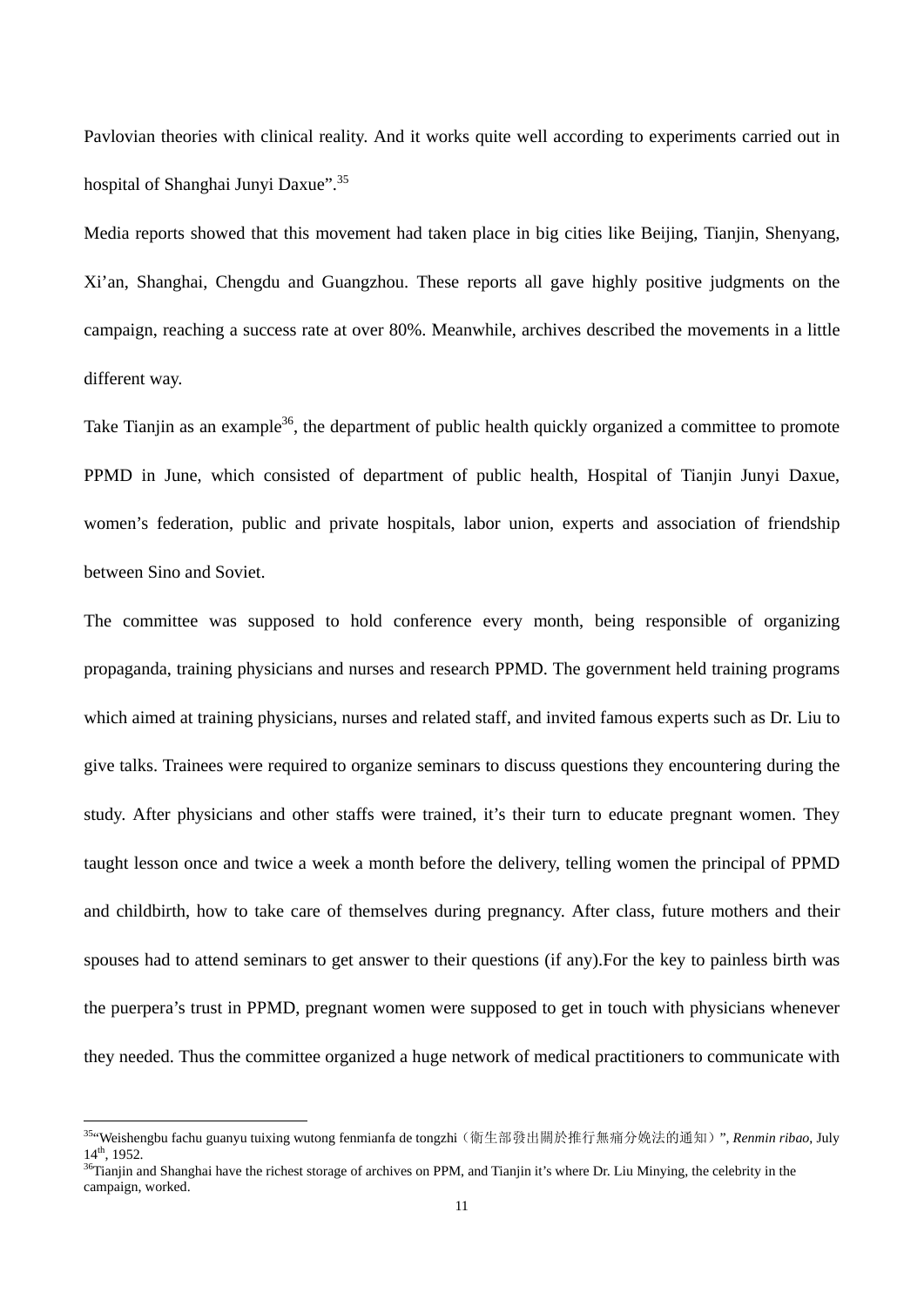Pavlovian theories with clinical reality. And it works quite well according to experiments carried out in hospital of Shanghai Junyi Daxue".[35]

Media reports showed that this movement had taken place in big cities like Beijing, Tianjin, Shenyang, Xi'an, Shanghai, Chengdu and Guangzhou. These reports all gave highly positive judgments on the campaign, reaching a success rate at over 80%. Meanwhile, archives described the movements in a little different way.

Take Tianjin as an example[36], the department of public health quickly organized a committee to promote PPMD in June, which consisted of department of public health, Hospital of Tianjin Junyi Daxue, women's federation, public and private hospitals, labor union, experts and association of friendship between Sino and Soviet.

The committee was supposed to hold conference every month, being responsible of organizing propaganda, training physicians and nurses and research PPMD. The government held training programs which aimed at training physicians, nurses and related staff, and invited famous experts such as Dr. Liu to give talks. Trainees were required to organize seminars to discuss questions they encountering during the study. After physicians and other staffs were trained, it's their turn to educate pregnant women. They taught lesson once and twice a week a month before the delivery, telling women the principal of PPMD and childbirth, how to take care of themselves during pregnancy. After class, future mothers and their spouses had to attend seminars to get answer to their questions (if any).For the key to painless birth was the puerpera's trust in PPMD, pregnant women were supposed to get in touch with physicians whenever they needed. Thus the committee organized a huge network of medical practitioners to communicate with

---

[35] "Weishengbu fachu guanyu tuixing wutong fenmianfa de tongzhi（衛生部發出關於推行無痛分娩法的通知）", *Renmin ribao*, July 14th, 1952.

[36] Tianjin and Shanghai have the richest storage of archives on PPM, and Tianjin it's where Dr. Liu Minying, the celebrity in the campaign, worked.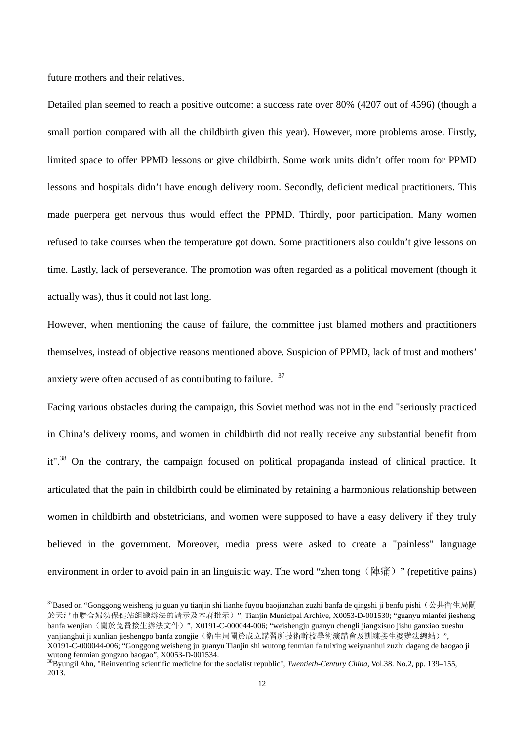future mothers and their relatives.

Detailed plan seemed to reach a positive outcome: a success rate over 80% (4207 out of 4596) (though a small portion compared with all the childbirth given this year). However, more problems arose. Firstly, limited space to offer PPMD lessons or give childbirth. Some work units didn't offer room for PPMD lessons and hospitals didn't have enough delivery room. Secondly, deficient medical practitioners. This made puerpera get nervous thus would effect the PPMD. Thirdly, poor participation. Many women refused to take courses when the temperature got down. Some practitioners also couldn't give lessons on time. Lastly, lack of perseverance. The promotion was often regarded as a political movement (though it actually was), thus it could not last long.

However, when mentioning the cause of failure, the committee just blamed mothers and practitioners themselves, instead of objective reasons mentioned above. Suspicion of PPMD, lack of trust and mothers' anxiety were often accused of as contributing to failure. [37]

Facing various obstacles during the campaign, this Soviet method was not in the end "seriously practiced in China's delivery rooms, and women in childbirth did not really receive any substantial benefit from it".[38] On the contrary, the campaign focused on political propaganda instead of clinical practice. It articulated that the pain in childbirth could be eliminated by retaining a harmonious relationship between women in childbirth and obstetricians, and women were supposed to have a easy delivery if they truly believed in the government. Moreover, media press were asked to create a "painless" language environment in order to avoid pain in an linguistic way. The word "zhen tong（陣痛）" (repetitive pains)

---

[37] Based on "Gonggong weisheng ju guan yu tianjin shi lianhe fuyou baojianzhan zuzhi banfa de qingshi ji benfu pishi（公共衛生局關於天津市聯合婦幼保健站組織辦法的請示及本府批示）", Tianjin Municipal Archive, X0053-D-001530; "guanyu mianfei jiesheng banfa wenjian（關於免費接生辦法文件）", X0191-C-000044-006; "weishengju guanyu chengli jiangxisuo jishu ganxiao xueshu yanjianghui ji xunlian jieshengpo banfa zongjie（衛生局關於成立講習所技術幹校學術演講會及訓練接生婆辦法總結）", X0191-C-000044-006; "Gonggong weisheng ju guanyu Tianjin shi wutong fenmian fa tuixing weiyuanhui zuzhi dagang de baogao ji wutong fenmian gongzuo baogao", X0053-D-001534.

[38] Byungil Ahn, "Reinventing scientific medicine for the socialist republic", *Twentieth-Century China*, Vol.38. No.2, pp. 139–155, 2013.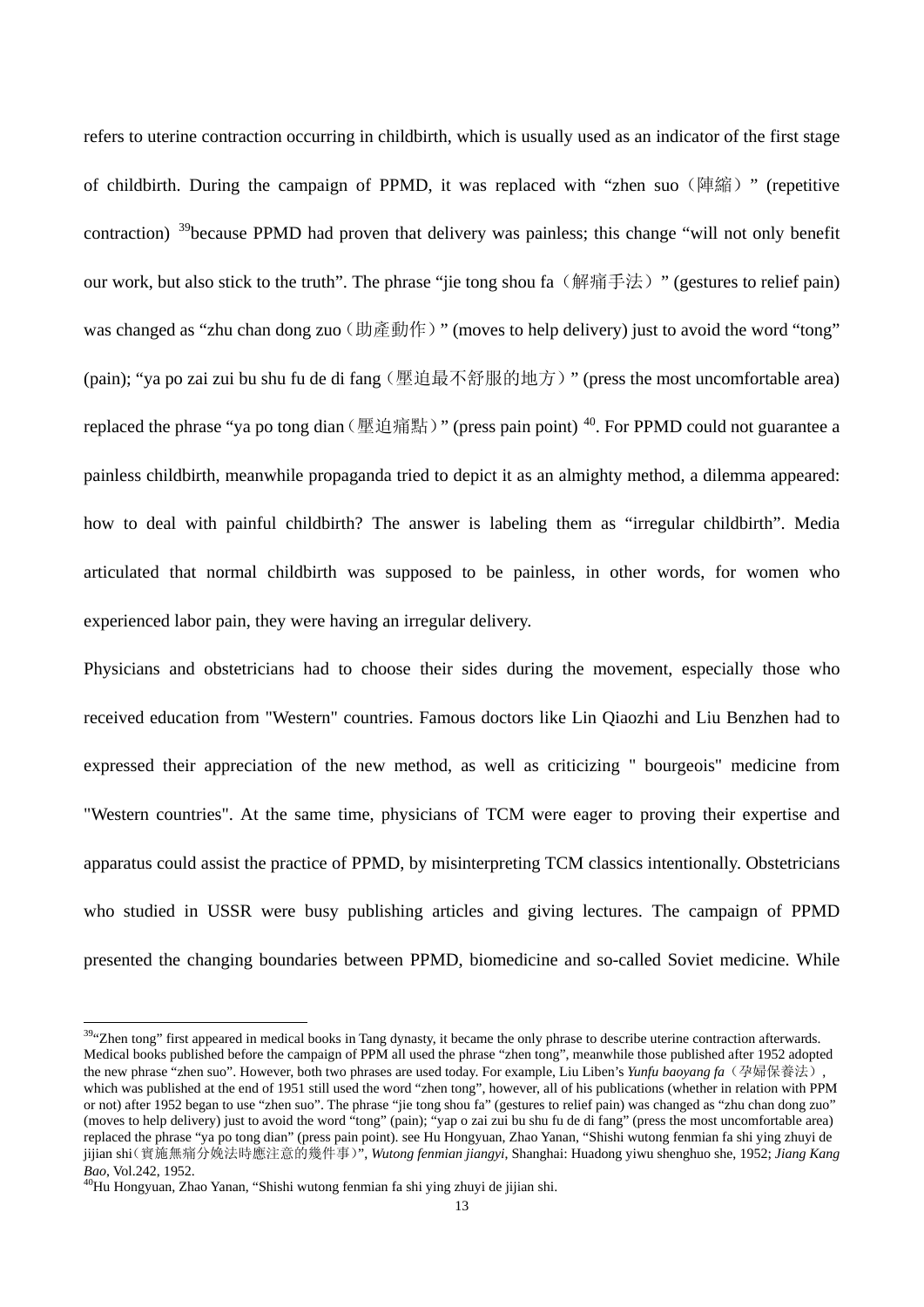refers to uterine contraction occurring in childbirth, which is usually used as an indicator of the first stage of childbirth. During the campaign of PPMD, it was replaced with "zhen suo（陣縮）" (repetitive contraction) [39]because PPMD had proven that delivery was painless; this change "will not only benefit our work, but also stick to the truth". The phrase "jie tong shou fa（解痛手法）" (gestures to relief pain) was changed as "zhu chan dong zuo（助產動作）" (moves to help delivery) just to avoid the word "tong" (pain); "ya po zai zui bu shu fu de di fang（壓迫最不舒服的地方）" (press the most uncomfortable area) replaced the phrase "ya po tong dian（壓迫痛點）" (press pain point) [40]. For PPMD could not guarantee a painless childbirth, meanwhile propaganda tried to depict it as an almighty method, a dilemma appeared: how to deal with painful childbirth? The answer is labeling them as "irregular childbirth". Media articulated that normal childbirth was supposed to be painless, in other words, for women who experienced labor pain, they were having an irregular delivery.

Physicians and obstetricians had to choose their sides during the movement, especially those who received education from "Western" countries. Famous doctors like Lin Qiaozhi and Liu Benzhen had to expressed their appreciation of the new method, as well as criticizing " bourgeois" medicine from "Western countries". At the same time, physicians of TCM were eager to proving their expertise and apparatus could assist the practice of PPMD, by misinterpreting TCM classics intentionally. Obstetricians who studied in USSR were busy publishing articles and giving lectures. The campaign of PPMD presented the changing boundaries between PPMD, biomedicine and so-called Soviet medicine. While

---

[39]"Zhen tong" first appeared in medical books in Tang dynasty, it became the only phrase to describe uterine contraction afterwards. Medical books published before the campaign of PPM all used the phrase "zhen tong", meanwhile those published after 1952 adopted the new phrase "zhen suo". However, both two phrases are used today. For example, Liu Liben's *Yunfu baoyang fa*（孕婦保養法）, which was published at the end of 1951 still used the word "zhen tong", however, all of his publications (whether in relation with PPM or not) after 1952 began to use "zhen suo". The phrase "jie tong shou fa" (gestures to relief pain) was changed as "zhu chan dong zuo" (moves to help delivery) just to avoid the word "tong" (pain); "yap o zai zui bu shu fu de di fang" (press the most uncomfortable area) replaced the phrase "ya po tong dian" (press pain point). see Hu Hongyuan, Zhao Yanan, "Shishi wutong fenmian fa shi ying zhuyi de jijian shi（實施無痛分娩法時應注意的幾件事）", *Wutong fenmian jiangyi*, Shanghai: Huadong yiwu shenghuo she, 1952; *Jiang Kang Bao*, Vol.242, 1952.

[40]Hu Hongyuan, Zhao Yanan, "Shishi wutong fenmian fa shi ying zhuyi de jijian shi.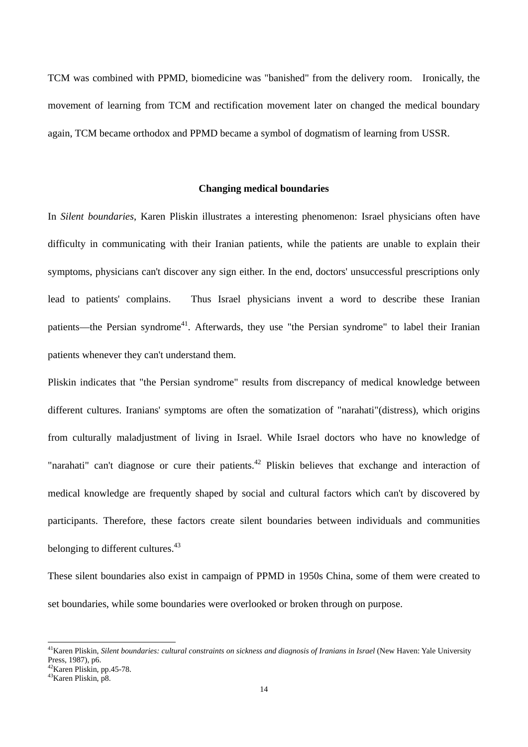TCM was combined with PPMD, biomedicine was "banished" from the delivery room. Ironically, the movement of learning from TCM and rectification movement later on changed the medical boundary again, TCM became orthodox and PPMD became a symbol of dogmatism of learning from USSR.

## Changing medical boundaries

In *Silent boundaries*, Karen Pliskin illustrates a interesting phenomenon: Israel physicians often have difficulty in communicating with their Iranian patients, while the patients are unable to explain their symptoms, physicians can't discover any sign either. In the end, doctors' unsuccessful prescriptions only lead to patients' complains. Thus Israel physicians invent a word to describe these Iranian patients—the Persian syndrome[41]. Afterwards, they use "the Persian syndrome" to label their Iranian patients whenever they can't understand them.

Pliskin indicates that "the Persian syndrome" results from discrepancy of medical knowledge between different cultures. Iranians' symptoms are often the somatization of "narahati"(distress), which origins from culturally maladjustment of living in Israel. While Israel doctors who have no knowledge of "narahati" can't diagnose or cure their patients.[42] Pliskin believes that exchange and interaction of medical knowledge are frequently shaped by social and cultural factors which can't by discovered by participants. Therefore, these factors create silent boundaries between individuals and communities belonging to different cultures.[43]

These silent boundaries also exist in campaign of PPMD in 1950s China, some of them were created to set boundaries, while some boundaries were overlooked or broken through on purpose.

---

[41]Karen Pliskin, *Silent boundaries: cultural constraints on sickness and diagnosis of Iranians in Israel* (New Haven: Yale University Press, 1987), p6.

[42]Karen Pliskin, pp.45-78.

[43]Karen Pliskin, p8.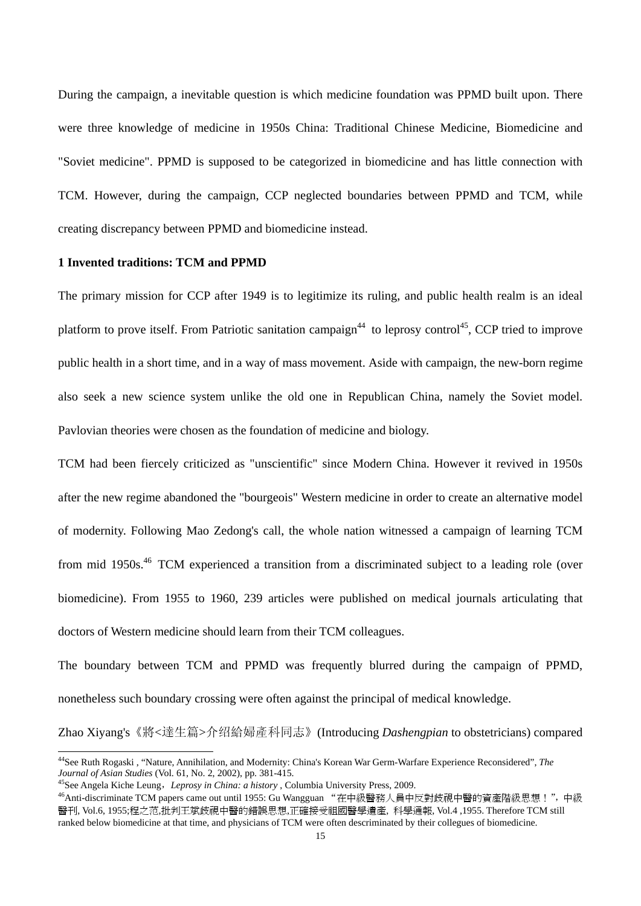During the campaign, a inevitable question is which medicine foundation was PPMD built upon. There were three knowledge of medicine in 1950s China: Traditional Chinese Medicine, Biomedicine and "Soviet medicine". PPMD is supposed to be categorized in biomedicine and has little connection with TCM. However, during the campaign, CCP neglected boundaries between PPMD and TCM, while creating discrepancy between PPMD and biomedicine instead.

**1 Invented traditions: TCM and PPMD**

The primary mission for CCP after 1949 is to legitimize its ruling, and public health realm is an ideal platform to prove itself. From Patriotic sanitation campaign[44] to leprosy control[45], CCP tried to improve public health in a short time, and in a way of mass movement. Aside with campaign, the new-born regime also seek a new science system unlike the old one in Republican China, namely the Soviet model. Pavlovian theories were chosen as the foundation of medicine and biology.

TCM had been fiercely criticized as "unscientific" since Modern China. However it revived in 1950s after the new regime abandoned the "bourgeois" Western medicine in order to create an alternative model of modernity. Following Mao Zedong's call, the whole nation witnessed a campaign of learning TCM from mid 1950s.[46] TCM experienced a transition from a discriminated subject to a leading role (over biomedicine). From 1955 to 1960, 239 articles were published on medical journals articulating that doctors of Western medicine should learn from their TCM colleagues.

The boundary between TCM and PPMD was frequently blurred during the campaign of PPMD, nonetheless such boundary crossing were often against the principal of medical knowledge.

Zhao Xiyang's《將<達生篇>介绍給婦產科同志》(Introducing *Dashengpian* to obstetricians) compared

---

[44]See Ruth Rogaski , "Nature, Annihilation, and Modernity: China's Korean War Germ-Warfare Experience Reconsidered", *The Journal of Asian Studies* (Vol. 61, No. 2, 2002), pp. 381-415.

[45]See Angela Kiche Leung，*Leprosy in China: a history* , Columbia University Press, 2009.

[46]Anti-discriminate TCM papers came out until 1955: Gu Wangguan “在中級醫務人員中反對歧視中醫的資產階級思想！”，中級醫刊, Vol.6, 1955;程之范,批判王斌歧視中醫的錯誤思想,正確接受祖國醫學遺產，科學通報, Vol.4 ,1955. Therefore TCM still ranked below biomedicine at that time, and physicians of TCM were often descriminated by their collegues of biomedicine.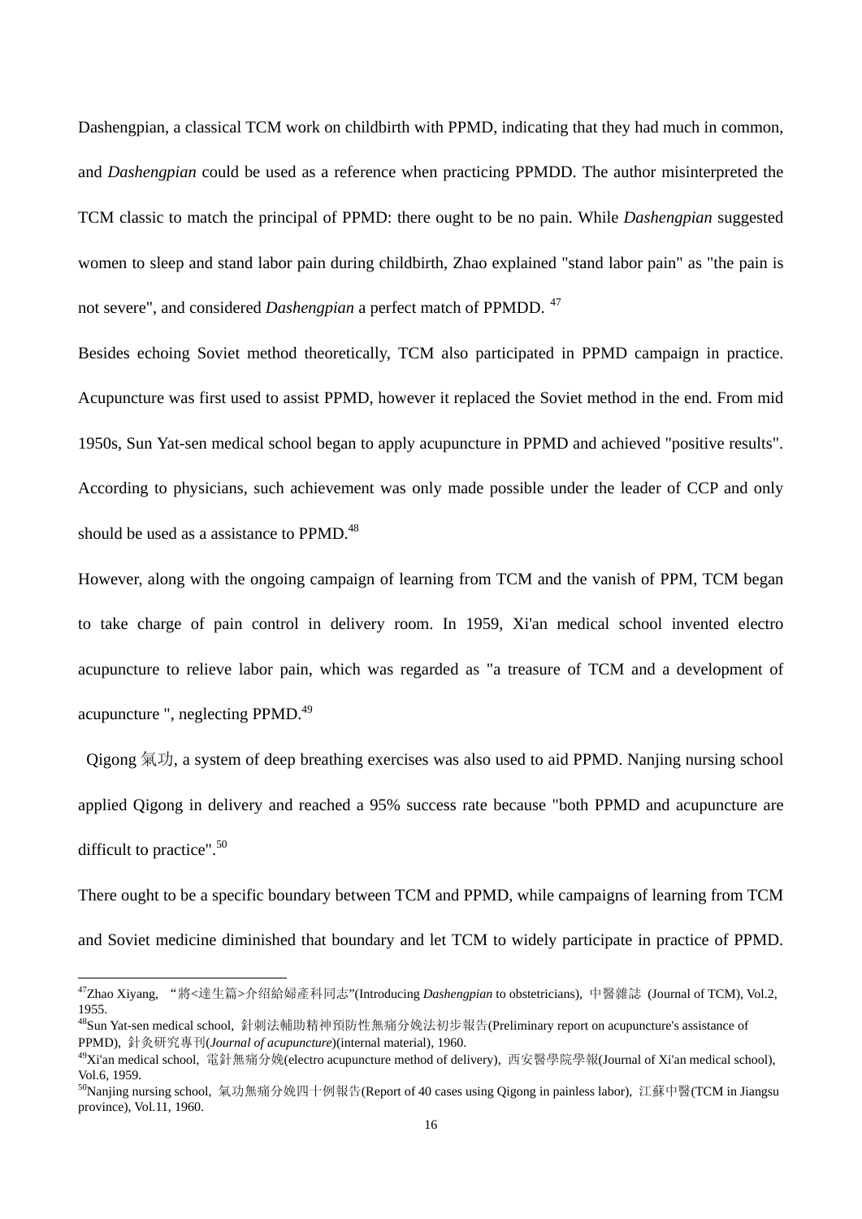Dashengpian, a classical TCM work on childbirth with PPMD, indicating that they had much in common, and *Dashengpian* could be used as a reference when practicing PPMDD. The author misinterpreted the TCM classic to match the principal of PPMD: there ought to be no pain. While *Dashengpian* suggested women to sleep and stand labor pain during childbirth, Zhao explained "stand labor pain" as "the pain is not severe", and considered *Dashengpian* a perfect match of PPMDD. [47]

Besides echoing Soviet method theoretically, TCM also participated in PPMD campaign in practice. Acupuncture was first used to assist PPMD, however it replaced the Soviet method in the end. From mid 1950s, Sun Yat-sen medical school began to apply acupuncture in PPMD and achieved "positive results". According to physicians, such achievement was only made possible under the leader of CCP and only should be used as a assistance to PPMD.[48]

However, along with the ongoing campaign of learning from TCM and the vanish of PPM, TCM began to take charge of pain control in delivery room. In 1959, Xi'an medical school invented electro acupuncture to relieve labor pain, which was regarded as "a treasure of TCM and a development of acupuncture ", neglecting PPMD.[49]

Qigong 氣功, a system of deep breathing exercises was also used to aid PPMD. Nanjing nursing school applied Qigong in delivery and reached a 95% success rate because "both PPMD and acupuncture are difficult to practice".[50]

There ought to be a specific boundary between TCM and PPMD, while campaigns of learning from TCM and Soviet medicine diminished that boundary and let TCM to widely participate in practice of PPMD.

---

[47] Zhao Xiyang, "將<達生篇>介绍給婦產科同志"(Introducing *Dashengpian* to obstetricians), 中醫雜誌 (Journal of TCM), Vol.2, 1955.

[48] Sun Yat-sen medical school, 針刺法輔助精神預防性無痛分娩法初步報告(Preliminary report on acupuncture's assistance of PPMD), 針灸研究專刊(*Journal of acupuncture*)(internal material), 1960.

[49] Xi'an medical school, 電針無痛分娩(electro acupuncture method of delivery), 西安醫學院學報(Journal of Xi'an medical school), Vol.6, 1959.

[50] Nanjing nursing school, 氣功無痛分娩四十例報告(Report of 40 cases using Qigong in painless labor), 江蘇中醫(TCM in Jiangsu province), Vol.11, 1960.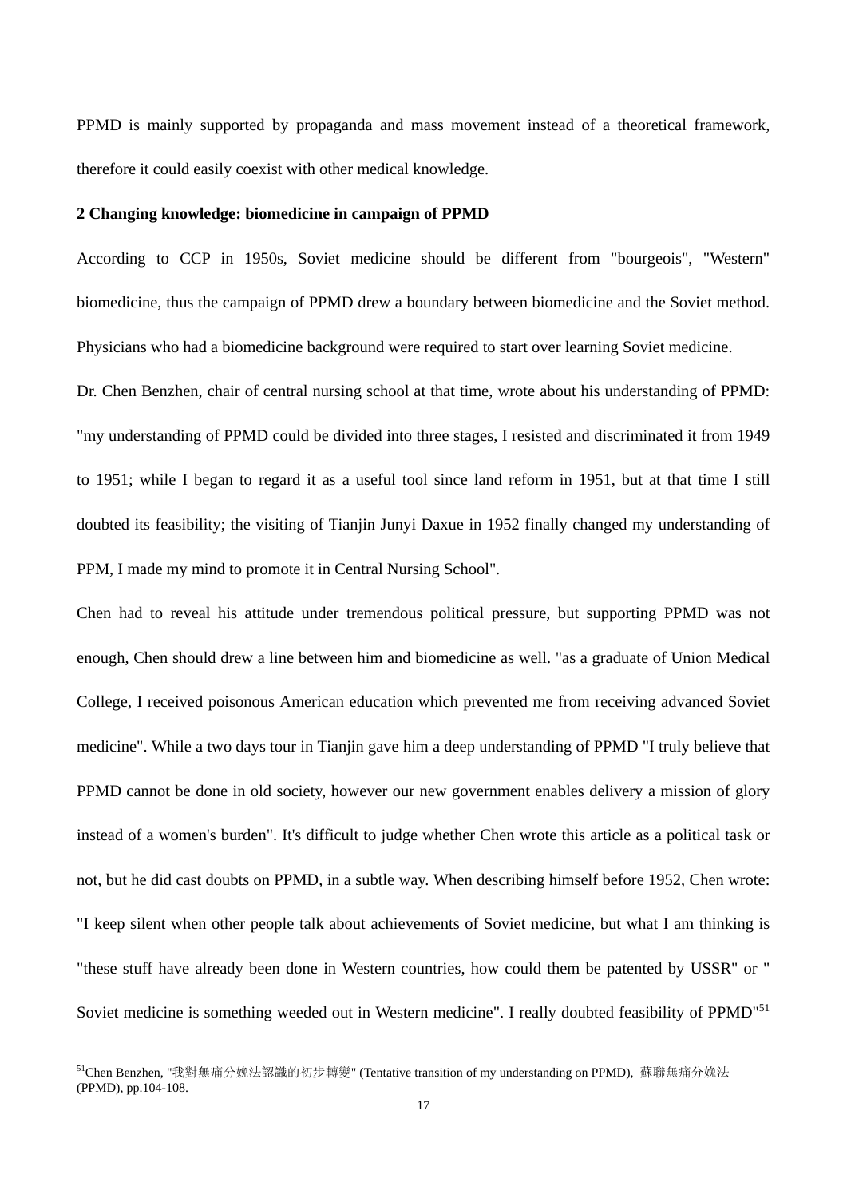PPMD is mainly supported by propaganda and mass movement instead of a theoretical framework, therefore it could easily coexist with other medical knowledge.

### 2 Changing knowledge: biomedicine in campaign of PPMD

According to CCP in 1950s, Soviet medicine should be different from "bourgeois", "Western" biomedicine, thus the campaign of PPMD drew a boundary between biomedicine and the Soviet method. Physicians who had a biomedicine background were required to start over learning Soviet medicine.

Dr. Chen Benzhen, chair of central nursing school at that time, wrote about his understanding of PPMD: "my understanding of PPMD could be divided into three stages, I resisted and discriminated it from 1949 to 1951; while I began to regard it as a useful tool since land reform in 1951, but at that time I still doubted its feasibility; the visiting of Tianjin Junyi Daxue in 1952 finally changed my understanding of PPM, I made my mind to promote it in Central Nursing School".

Chen had to reveal his attitude under tremendous political pressure, but supporting PPMD was not enough, Chen should drew a line between him and biomedicine as well. "as a graduate of Union Medical College, I received poisonous American education which prevented me from receiving advanced Soviet medicine". While a two days tour in Tianjin gave him a deep understanding of PPMD "I truly believe that PPMD cannot be done in old society, however our new government enables delivery a mission of glory instead of a women's burden". It's difficult to judge whether Chen wrote this article as a political task or not, but he did cast doubts on PPMD, in a subtle way. When describing himself before 1952, Chen wrote: "I keep silent when other people talk about achievements of Soviet medicine, but what I am thinking is "these stuff have already been done in Western countries, how could them be patented by USSR" or " Soviet medicine is something weeded out in Western medicine". I really doubted feasibility of PPMD"[51]

---

[51]Chen Benzhen, "我對無痛分娩法認識的初步轉變" (Tentative transition of my understanding on PPMD), 蘇聯無痛分娩法 (PPMD), pp.104-108.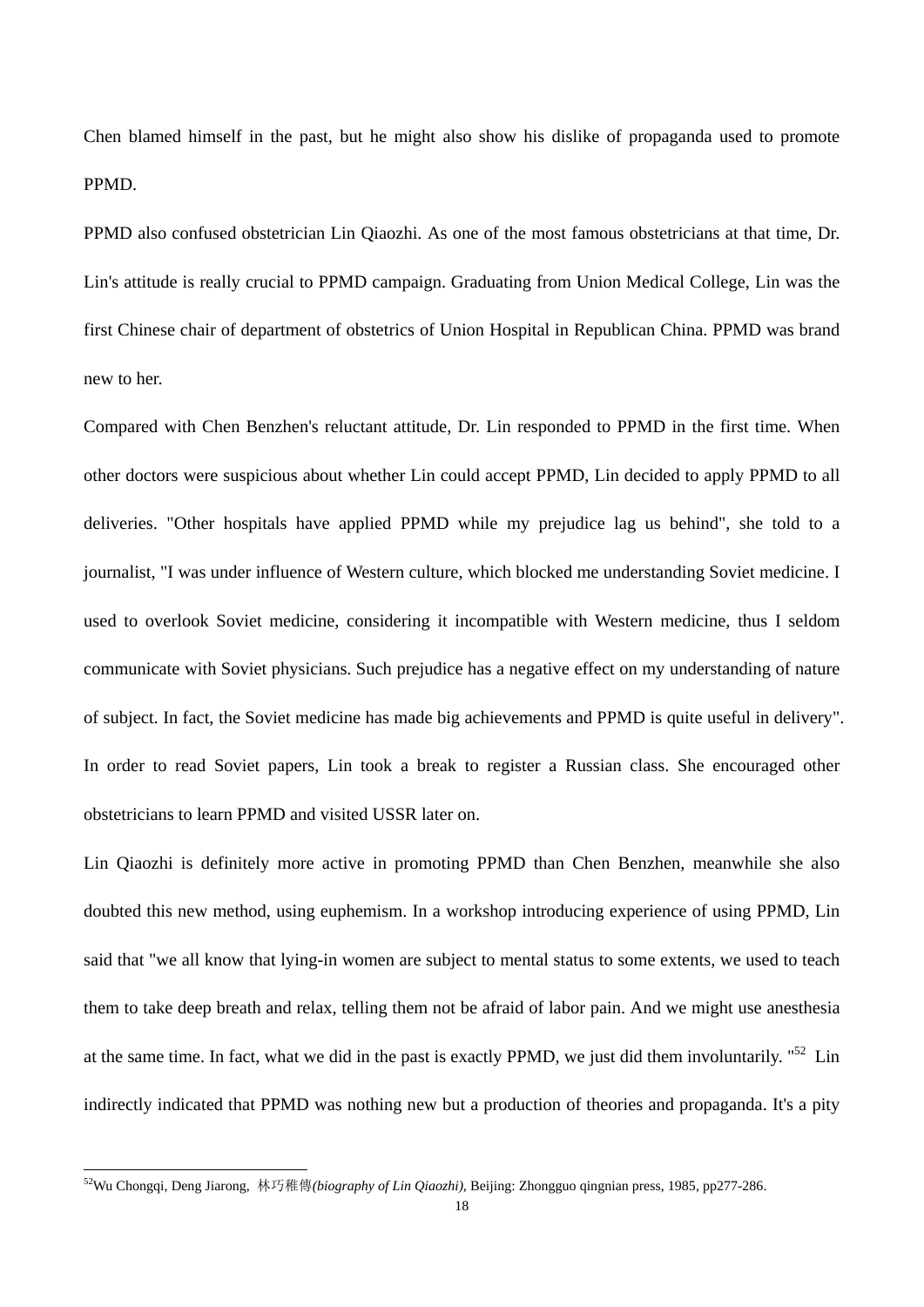Chen blamed himself in the past, but he might also show his dislike of propaganda used to promote PPMD.

PPMD also confused obstetrician Lin Qiaozhi. As one of the most famous obstetricians at that time, Dr. Lin's attitude is really crucial to PPMD campaign. Graduating from Union Medical College, Lin was the first Chinese chair of department of obstetrics of Union Hospital in Republican China. PPMD was brand new to her.

Compared with Chen Benzhen's reluctant attitude, Dr. Lin responded to PPMD in the first time. When other doctors were suspicious about whether Lin could accept PPMD, Lin decided to apply PPMD to all deliveries. "Other hospitals have applied PPMD while my prejudice lag us behind", she told to a journalist, "I was under influence of Western culture, which blocked me understanding Soviet medicine. I used to overlook Soviet medicine, considering it incompatible with Western medicine, thus I seldom communicate with Soviet physicians. Such prejudice has a negative effect on my understanding of nature of subject. In fact, the Soviet medicine has made big achievements and PPMD is quite useful in delivery". In order to read Soviet papers, Lin took a break to register a Russian class. She encouraged other obstetricians to learn PPMD and visited USSR later on.

Lin Qiaozhi is definitely more active in promoting PPMD than Chen Benzhen, meanwhile she also doubted this new method, using euphemism. In a workshop introducing experience of using PPMD, Lin said that "we all know that lying-in women are subject to mental status to some extents, we used to teach them to take deep breath and relax, telling them not be afraid of labor pain. And we might use anesthesia at the same time. In fact, what we did in the past is exactly PPMD, we just did them involuntarily. "[52] Lin indirectly indicated that PPMD was nothing new but a production of theories and propaganda. It's a pity

[52]Wu Chongqi, Deng Jiarong, 林巧稚傳*(biography of Lin Qiaozhi)*, Beijing: Zhongguo qingnian press, 1985, pp277-286.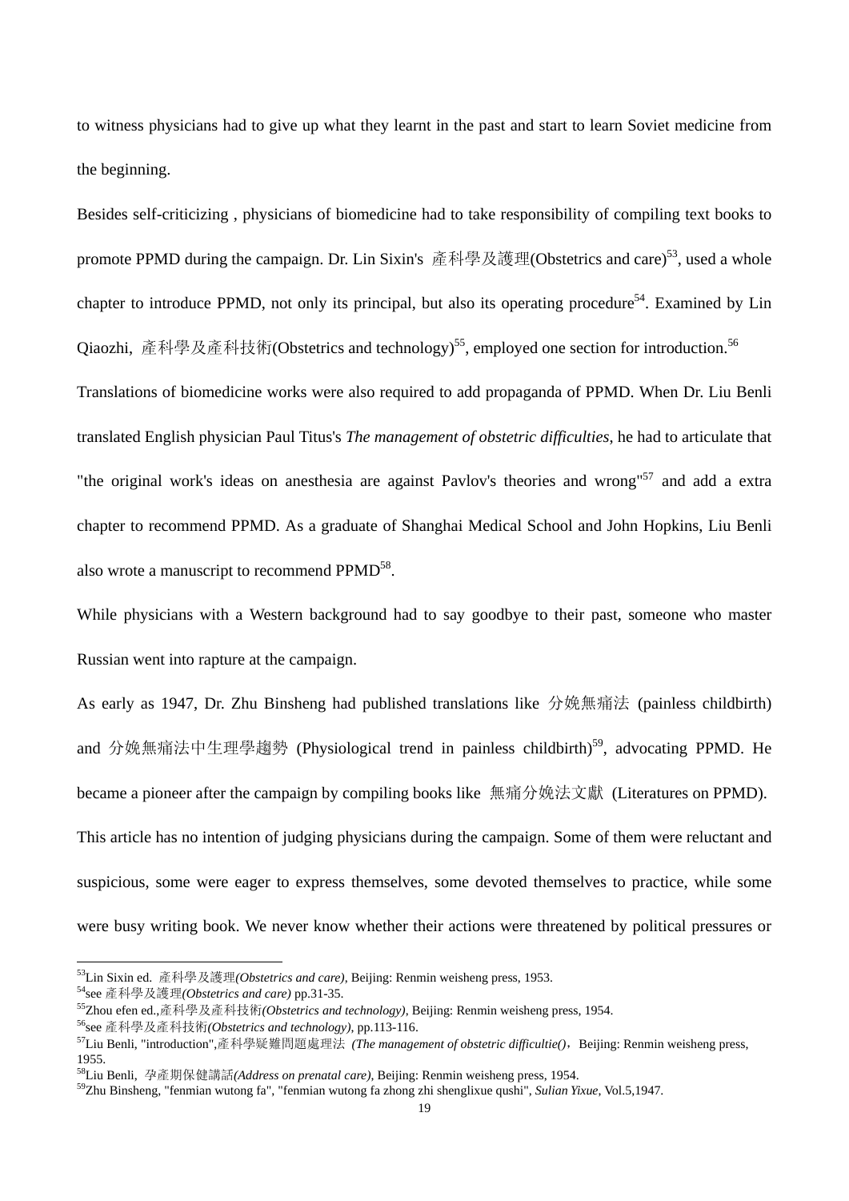to witness physicians had to give up what they learnt in the past and start to learn Soviet medicine from the beginning.

Besides self-criticizing , physicians of biomedicine had to take responsibility of compiling text books to promote PPMD during the campaign. Dr. Lin Sixin's 產科學及護理(Obstetrics and care)[53], used a whole chapter to introduce PPMD, not only its principal, but also its operating procedure[54]. Examined by Lin Qiaozhi, 產科學及產科技術(Obstetrics and technology)[55], employed one section for introduction.[56]

Translations of biomedicine works were also required to add propaganda of PPMD. When Dr. Liu Benli translated English physician Paul Titus's *The management of obstetric difficulties*, he had to articulate that "the original work's ideas on anesthesia are against Pavlov's theories and wrong"[57] and add a extra chapter to recommend PPMD. As a graduate of Shanghai Medical School and John Hopkins, Liu Benli also wrote a manuscript to recommend PPMD[58].

While physicians with a Western background had to say goodbye to their past, someone who master Russian went into rapture at the campaign.

As early as 1947, Dr. Zhu Binsheng had published translations like 分娩無痛法 (painless childbirth) and 分娩無痛法中生理學趨勢 (Physiological trend in painless childbirth)[59], advocating PPMD. He became a pioneer after the campaign by compiling books like 無痛分娩法文獻 (Literatures on PPMD).

This article has no intention of judging physicians during the campaign. Some of them were reluctant and suspicious, some were eager to express themselves, some devoted themselves to practice, while some were busy writing book. We never know whether their actions were threatened by political pressures or

---

[53]Lin Sixin ed. 產科學及護理*(Obstetrics and care)*, Beijing: Renmin weisheng press, 1953.

[54]see 產科學及護理*(Obstetrics and care)* pp.31-35.

[55]Zhou efen ed.,產科學及產科技術*(Obstetrics and technology)*, Beijing: Renmin weisheng press, 1954.

[56]see 產科學及產科技術*(Obstetrics and technology)*, pp.113-116.

[57]Liu Benli, "introduction",產科學疑難問題處理法 *(The management of obstetric difficultie()*，Beijing: Renmin weisheng press, 1955.

[58]Liu Benli, 孕產期保健講話*(Address on prenatal care)*, Beijing: Renmin weisheng press, 1954.

[59]Zhu Binsheng, "fenmian wutong fa", "fenmian wutong fa zhong zhi shenglixue qushi", *Sulian Yixue*, Vol.5,1947.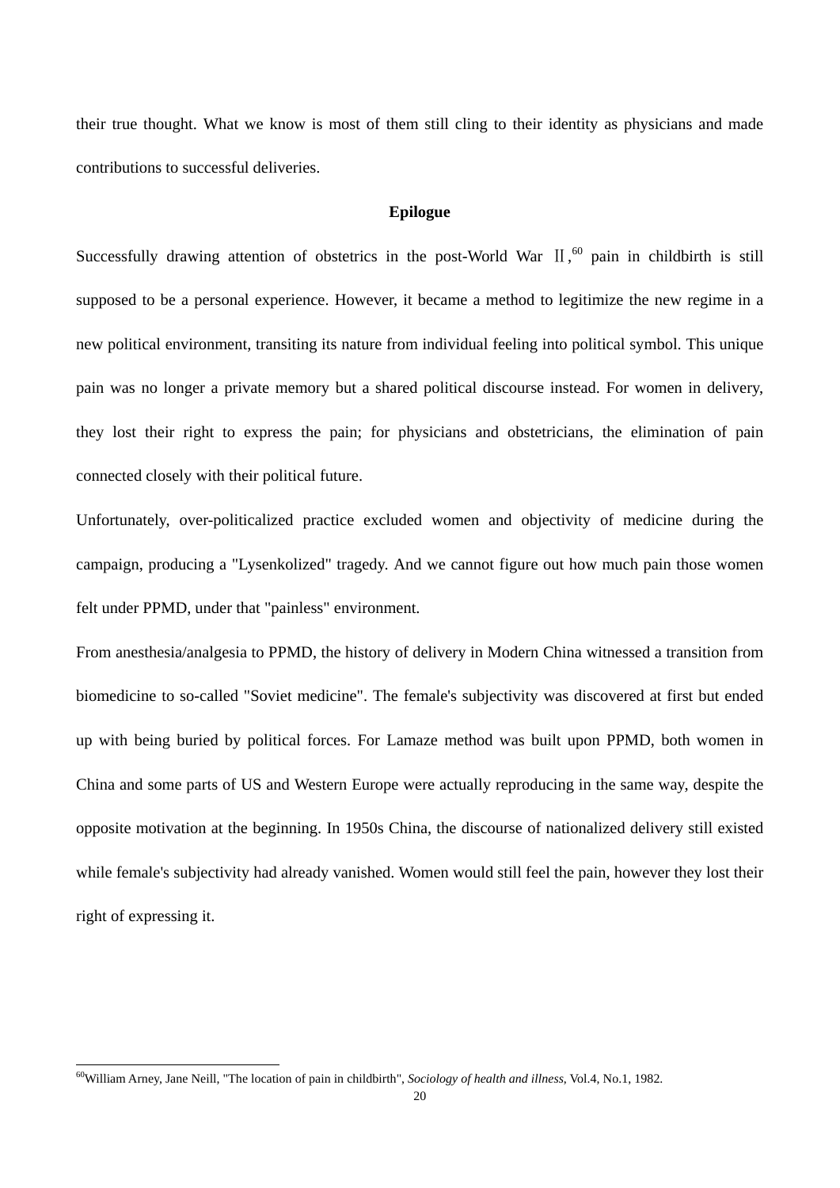their true thought. What we know is most of them still cling to their identity as physicians and made contributions to successful deliveries.

## Epilogue

Successfully drawing attention of obstetrics in the post-World War Ⅱ,[60] pain in childbirth is still supposed to be a personal experience. However, it became a method to legitimize the new regime in a new political environment, transiting its nature from individual feeling into political symbol. This unique pain was no longer a private memory but a shared political discourse instead. For women in delivery, they lost their right to express the pain; for physicians and obstetricians, the elimination of pain connected closely with their political future.

Unfortunately, over-politicalized practice excluded women and objectivity of medicine during the campaign, producing a "Lysenkolized" tragedy. And we cannot figure out how much pain those women felt under PPMD, under that "painless" environment.

From anesthesia/analgesia to PPMD, the history of delivery in Modern China witnessed a transition from biomedicine to so-called "Soviet medicine". The female's subjectivity was discovered at first but ended up with being buried by political forces. For Lamaze method was built upon PPMD, both women in China and some parts of US and Western Europe were actually reproducing in the same way, despite the opposite motivation at the beginning. In 1950s China, the discourse of nationalized delivery still existed while female's subjectivity had already vanished. Women would still feel the pain, however they lost their right of expressing it.

---

[60] William Arney, Jane Neill, "The location of pain in childbirth", *Sociology of health and illness*, Vol.4, No.1, 1982.